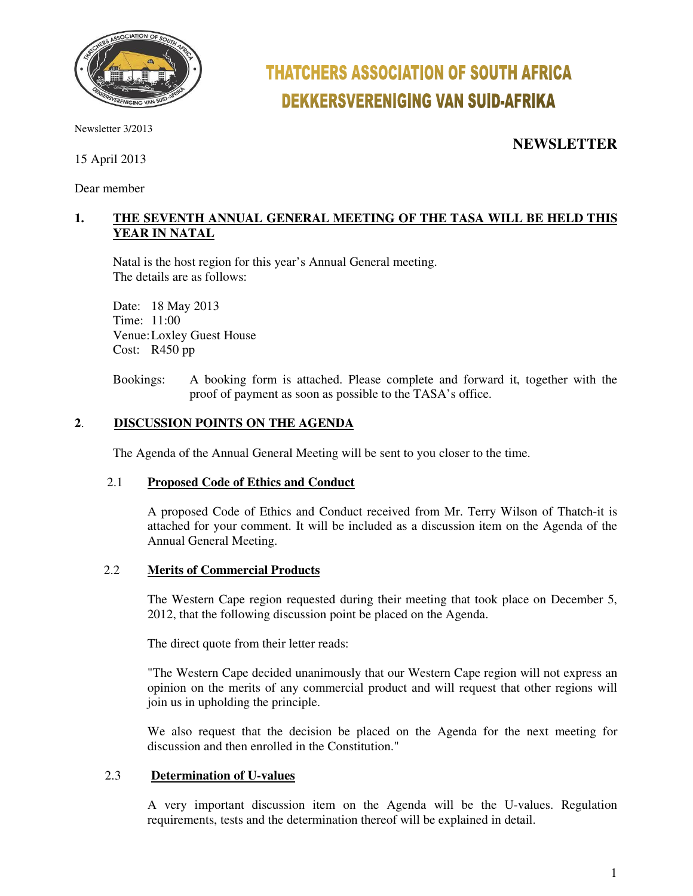# THATCHERS ASSOCIATION OF SOUTH AFRICA
# DEKKERSVERENIGING VAN SUID-AFRIKA

Newsletter 3/2013

## NEWSLETTER

15 April 2013

Dear member

## 1. THE SEVENTH ANNUAL GENERAL MEETING OF THE TASA WILL BE HELD THIS YEAR IN NATAL

Natal is the host region for this year's Annual General meeting.
The details are as follows:

Date: 18 May 2013
Time: 11:00
Venue: Loxley Guest House
Cost: R450 pp

Bookings: A booking form is attached. Please complete and forward it, together with the proof of payment as soon as possible to the TASA's office.

## 2. DISCUSSION POINTS ON THE AGENDA

The Agenda of the Annual General Meeting will be sent to you closer to the time.

### 2.1 Proposed Code of Ethics and Conduct

A proposed Code of Ethics and Conduct received from Mr. Terry Wilson of Thatch-it is attached for your comment. It will be included as a discussion item on the Agenda of the Annual General Meeting.

### 2.2 Merits of Commercial Products

The Western Cape region requested during their meeting that took place on December 5, 2012, that the following discussion point be placed on the Agenda.

The direct quote from their letter reads:

"The Western Cape decided unanimously that our Western Cape region will not express an opinion on the merits of any commercial product and will request that other regions will join us in upholding the principle.

We also request that the decision be placed on the Agenda for the next meeting for discussion and then enrolled in the Constitution."

### 2.3 Determination of U-values

A very important discussion item on the Agenda will be the U-values. Regulation requirements, tests and the determination thereof will be explained in detail.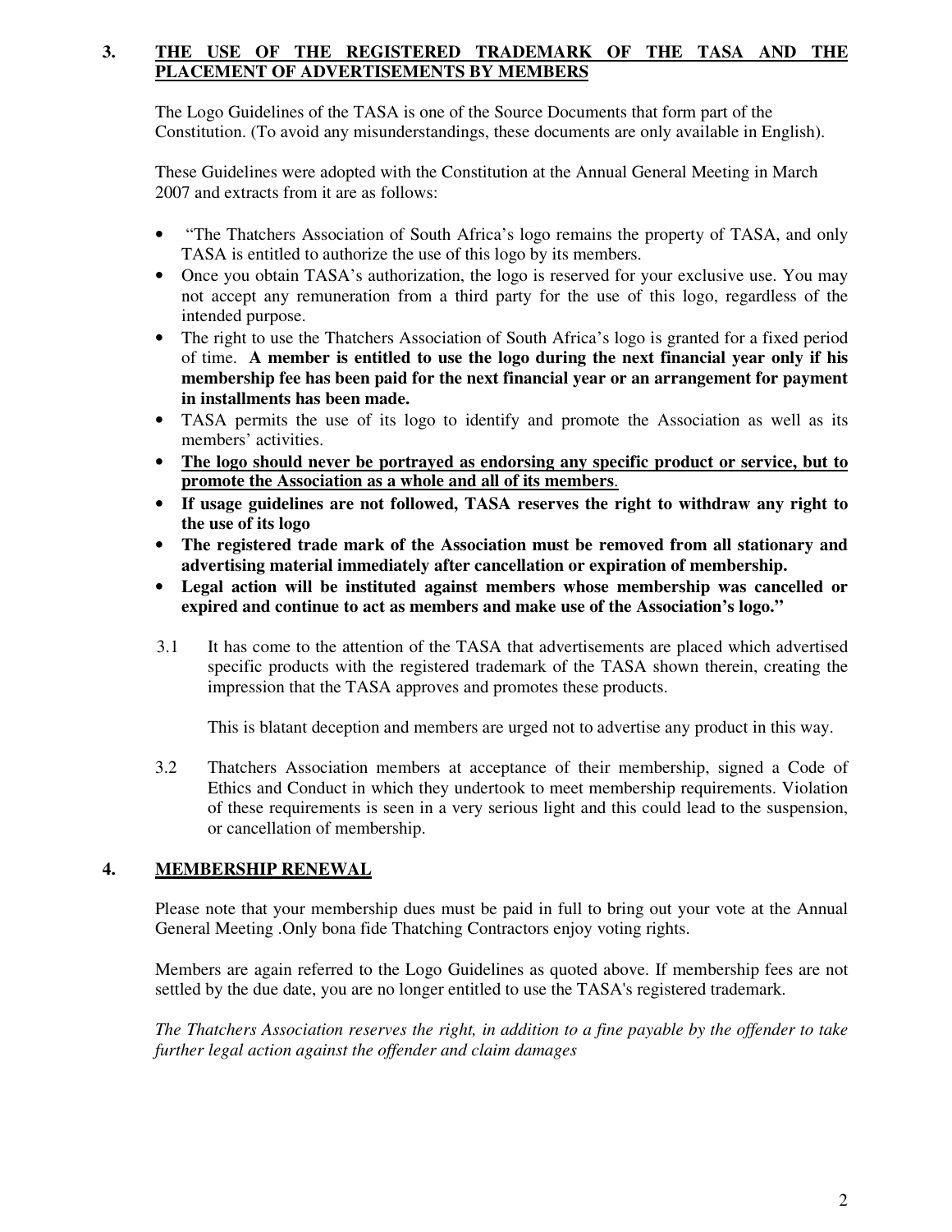## 3. <u>THE USE OF THE REGISTERED TRADEMARK OF THE TASA AND THE PLACEMENT OF ADVERTISEMENTS BY MEMBERS</u>

The Logo Guidelines of the TASA is one of the Source Documents that form part of the Constitution. (To avoid any misunderstandings, these documents are only available in English).

These Guidelines were adopted with the Constitution at the Annual General Meeting in March 2007 and extracts from it are as follows:

- "The Thatchers Association of South Africa's logo remains the property of TASA, and only TASA is entitled to authorize the use of this logo by its members.
- Once you obtain TASA's authorization, the logo is reserved for your exclusive use. You may not accept any remuneration from a third party for the use of this logo, regardless of the intended purpose.
- The right to use the Thatchers Association of South Africa's logo is granted for a fixed period of time. **A member is entitled to use the logo during the next financial year only if his membership fee has been paid for the next financial year or an arrangement for payment in installments has been made.**
- TASA permits the use of its logo to identify and promote the Association as well as its members' activities.
- **<u>The logo should never be portrayed as endorsing any specific product or service, but to promote the Association as a whole and all of its members</u>**.
- **If usage guidelines are not followed, TASA reserves the right to withdraw any right to the use of its logo**
- **The registered trade mark of the Association must be removed from all stationary and advertising material immediately after cancellation or expiration of membership.**
- **Legal action will be instituted against members whose membership was cancelled or expired and continue to act as members and make use of the Association's logo."**

3.1 It has come to the attention of the TASA that advertisements are placed which advertised specific products with the registered trademark of the TASA shown therein, creating the impression that the TASA approves and promotes these products.

This is blatant deception and members are urged not to advertise any product in this way.

3.2 Thatchers Association members at acceptance of their membership, signed a Code of Ethics and Conduct in which they undertook to meet membership requirements. Violation of these requirements is seen in a very serious light and this could lead to the suspension, or cancellation of membership.

## 4. <u>MEMBERSHIP RENEWAL</u>

Please note that your membership dues must be paid in full to bring out your vote at the Annual General Meeting .Only bona fide Thatching Contractors enjoy voting rights.

Members are again referred to the Logo Guidelines as quoted above. If membership fees are not settled by the due date, you are no longer entitled to use the TASA's registered trademark.

*The Thatchers Association reserves the right, in addition to a fine payable by the offender to take further legal action against the offender and claim damages*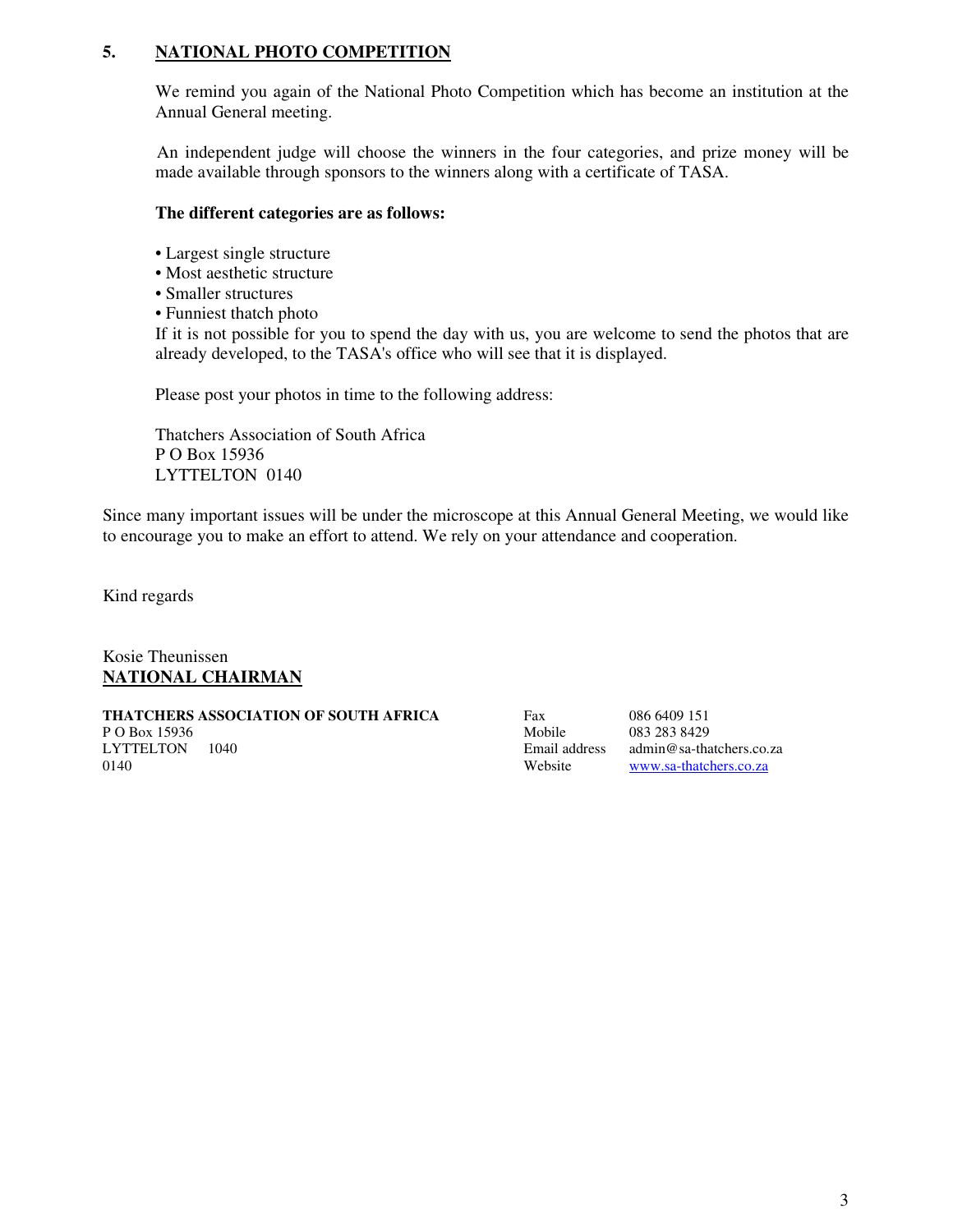## 5. NATIONAL PHOTO COMPETITION

We remind you again of the National Photo Competition which has become an institution at the Annual General meeting.

An independent judge will choose the winners in the four categories, and prize money will be made available through sponsors to the winners along with a certificate of TASA.

**The different categories are as follows:**

- Largest single structure
- Most aesthetic structure
- Smaller structures
- Funniest thatch photo

If it is not possible for you to spend the day with us, you are welcome to send the photos that are already developed, to the TASA's office who will see that it is displayed.

Please post your photos in time to the following address:

Thatchers Association of South Africa
P O Box 15936
LYTTELTON 0140

Since many important issues will be under the microscope at this Annual General Meeting, we would like to encourage you to make an effort to attend. We rely on your attendance and cooperation.

Kind regards

Kosie Theunissen
**NATIONAL CHAIRMAN**

**THATCHERS ASSOCIATION OF SOUTH AFRICA**
P O Box 15936
LYTTELTON 1040
0140

Fax 086 6409 151
Mobile 083 283 8429
Email address admin@sa-thatchers.co.za
Website www.sa-thatchers.co.za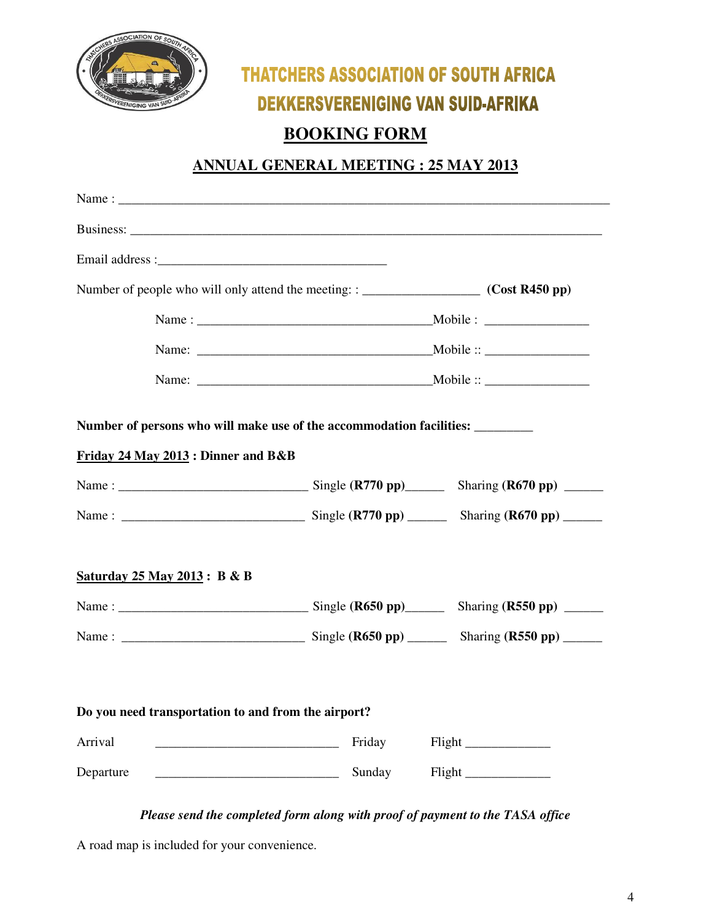# THATCHERS ASSOCIATION OF SOUTH AFRICA
# DEKKERSVERENIGING VAN SUID-AFRIKA

## BOOKING FORM

## ANNUAL GENERAL MEETING : 25 MAY 2013

Name : ______________________________________________________________________________

Business: ___________________________________________________________________________

Email address :___________________________________

Number of people who will only attend the meeting: : _________________ **(Cost R450 pp)**

Name : __________________________________Mobile : _______________

Name: __________________________________Mobile :: _______________

Name: __________________________________Mobile :: _______________

**Number of persons who will make use of the accommodation facilities:** ________

**Friday 24 May 2013 : Dinner and B&B**

Name : ____________________________ Single **(R770 pp)**______ Sharing **(R670 pp)** ______

Name : ___________________________ Single **(R770 pp)** ______ Sharing **(R670 pp)** ______

**Saturday 25 May 2013 : B & B**

Name : ____________________________ Single **(R650 pp)**______ Sharing **(R550 pp)** ______

Name : ___________________________ Single **(R650 pp)** ______ Sharing **(R550 pp)** ______

**Do you need transportation to and from the airport?**

Arrival ___________________________ Friday Flight ____________

Departure ___________________________ Sunday Flight ____________

***Please send the completed form along with proof of payment to the TASA office***

A road map is included for your convenience.